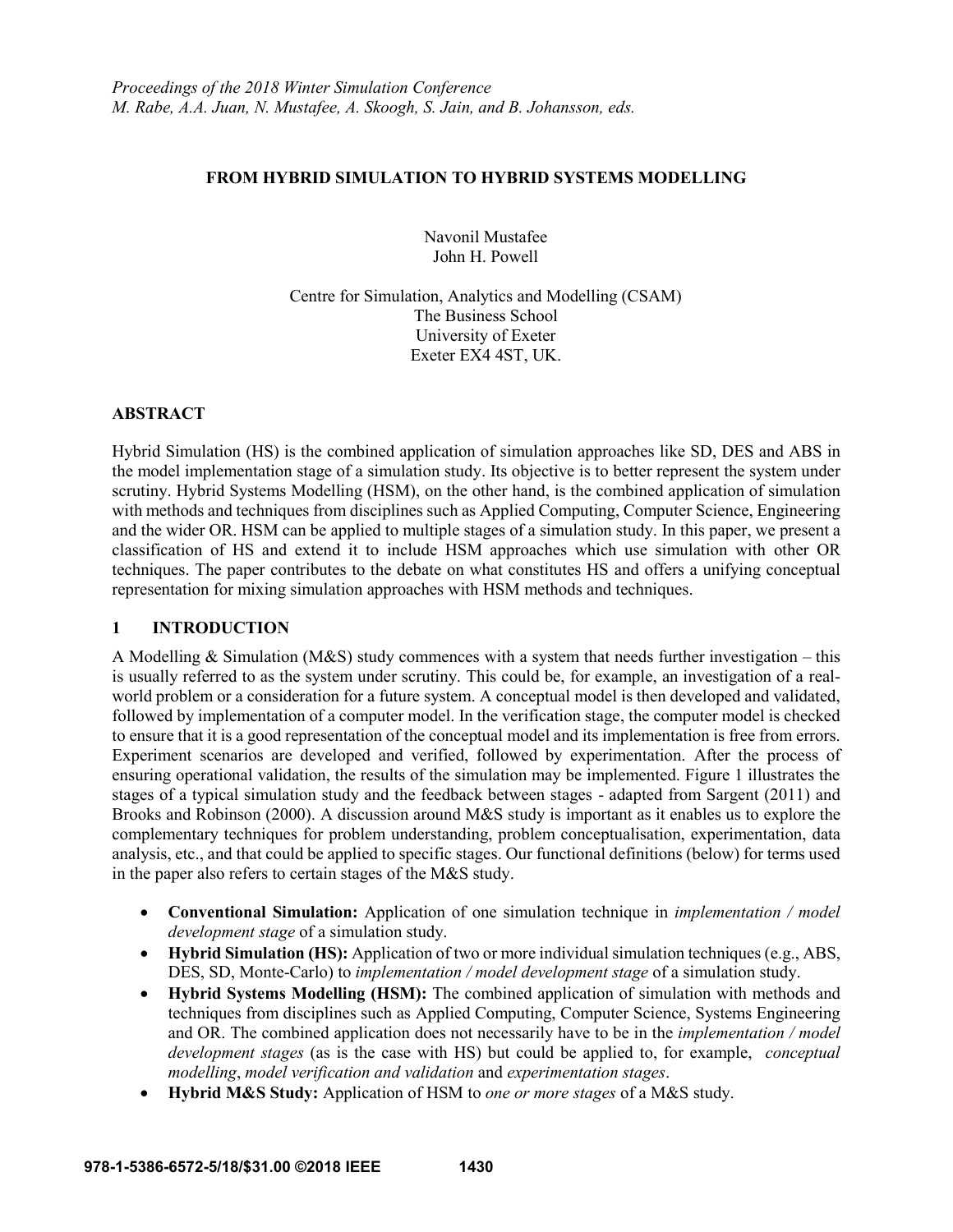Proceedings of the 2018 Winter Simulation Conference
M. Rabe, A.A. Juan, N. Mustafee, A. Skoogh, S. Jain, and B. Johansson, eds.

# FROM HYBRID SIMULATION TO HYBRID SYSTEMS MODELLING

Navonil Mustafee
John H. Powell

Centre for Simulation, Analytics and Modelling (CSAM)
The Business School
University of Exeter
Exeter EX4 4ST, UK.

## ABSTRACT

Hybrid Simulation (HS) is the combined application of simulation approaches like SD, DES and ABS in the model implementation stage of a simulation study. Its objective is to better represent the system under scrutiny. Hybrid Systems Modelling (HSM), on the other hand, is the combined application of simulation with methods and techniques from disciplines such as Applied Computing, Computer Science, Engineering and the wider OR. HSM can be applied to multiple stages of a simulation study. In this paper, we present a classification of HS and extend it to include HSM approaches which use simulation with other OR techniques. The paper contributes to the debate on what constitutes HS and offers a unifying conceptual representation for mixing simulation approaches with HSM methods and techniques.

## 1 INTRODUCTION

A Modelling & Simulation (M&S) study commences with a system that needs further investigation – this is usually referred to as the system under scrutiny. This could be, for example, an investigation of a real-world problem or a consideration for a future system. A conceptual model is then developed and validated, followed by implementation of a computer model. In the verification stage, the computer model is checked to ensure that it is a good representation of the conceptual model and its implementation is free from errors. Experiment scenarios are developed and verified, followed by experimentation. After the process of ensuring operational validation, the results of the simulation may be implemented. Figure 1 illustrates the stages of a typical simulation study and the feedback between stages - adapted from Sargent (2011) and Brooks and Robinson (2000). A discussion around M&S study is important as it enables us to explore the complementary techniques for problem understanding, problem conceptualisation, experimentation, data analysis, etc., and that could be applied to specific stages. Our functional definitions (below) for terms used in the paper also refers to certain stages of the M&S study.

- **Conventional Simulation:** Application of one simulation technique in *implementation / model development stage* of a simulation study.
- **Hybrid Simulation (HS):** Application of two or more individual simulation techniques (e.g., ABS, DES, SD, Monte-Carlo) to *implementation / model development stage* of a simulation study.
- **Hybrid Systems Modelling (HSM):** The combined application of simulation with methods and techniques from disciplines such as Applied Computing, Computer Science, Systems Engineering and OR. The combined application does not necessarily have to be in the *implementation / model development stages* (as is the case with HS) but could be applied to, for example, *conceptual modelling*, *model verification and validation* and *experimentation stages*.
- **Hybrid M&S Study:** Application of HSM to *one or more stages* of a M&S study.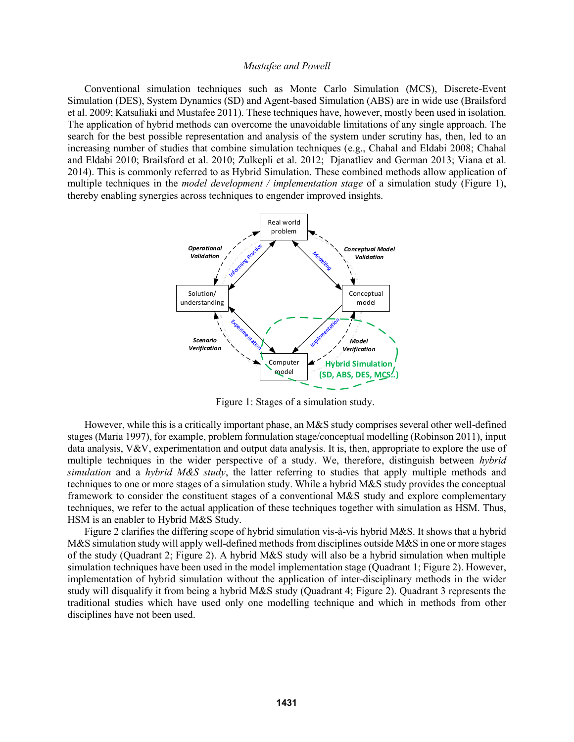Conventional simulation techniques such as Monte Carlo Simulation (MCS), Discrete-Event Simulation (DES), System Dynamics (SD) and Agent-based Simulation (ABS) are in wide use (Brailsford et al. 2009; Katsaliaki and Mustafee 2011). These techniques have, however, mostly been used in isolation. The application of hybrid methods can overcome the unavoidable limitations of any single approach. The search for the best possible representation and analysis of the system under scrutiny has, then, led to an increasing number of studies that combine simulation techniques (e.g., Chahal and Eldabi 2008; Chahal and Eldabi 2010; Brailsford et al. 2010; Zulkepli et al. 2012; Djanatliev and German 2013; Viana et al. 2014). This is commonly referred to as Hybrid Simulation. These combined methods allow application of multiple techniques in the *model development / implementation stage* of a simulation study (Figure 1), thereby enabling synergies across techniques to engender improved insights.

Figure 1: Stages of a simulation study.

However, while this is a critically important phase, an M&S study comprises several other well-defined stages (Maria 1997), for example, problem formulation stage/conceptual modelling (Robinson 2011), input data analysis, V&V, experimentation and output data analysis. It is, then, appropriate to explore the use of multiple techniques in the wider perspective of a study. We, therefore, distinguish between *hybrid simulation* and a *hybrid M&S study*, the latter referring to studies that apply multiple methods and techniques to one or more stages of a simulation study. While a hybrid M&S study provides the conceptual framework to consider the constituent stages of a conventional M&S study and explore complementary techniques, we refer to the actual application of these techniques together with simulation as HSM. Thus, HSM is an enabler to Hybrid M&S Study.

Figure 2 clarifies the differing scope of hybrid simulation vis-à-vis hybrid M&S. It shows that a hybrid M&S simulation study will apply well-defined methods from disciplines outside M&S in one or more stages of the study (Quadrant 2; Figure 2). A hybrid M&S study will also be a hybrid simulation when multiple simulation techniques have been used in the model implementation stage (Quadrant 1; Figure 2). However, implementation of hybrid simulation without the application of inter-disciplinary methods in the wider study will disqualify it from being a hybrid M&S study (Quadrant 4; Figure 2). Quadrant 3 represents the traditional studies which have used only one modelling technique and which in methods from other disciplines have not been used.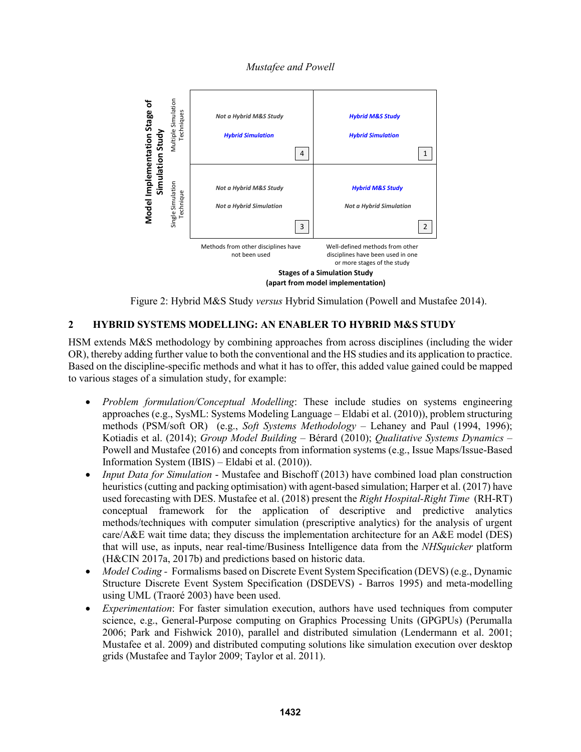| Model Implementation Stage of Simulation Study | Methods from other disciplines have not been used | Well-defined methods from other disciplines have been used in one or more stages of the study |
| --- | --- | --- |
| Multiple Simulation Techniques | *Not a Hybrid M&S Study*<br>*Hybrid Simulation*<br>4 | *Hybrid M&S Study*<br>*Hybrid Simulation*<br>1 |
| Single Simulation Technique | *Not a Hybrid M&S Study*<br>*Not a Hybrid Simulation*<br>3 | *Hybrid M&S Study*<br>*Not a Hybrid Simulation*<br>2 |

**Stages of a Simulation Study (apart from model implementation)**

Figure 2: Hybrid M&S Study *versus* Hybrid Simulation (Powell and Mustafee 2014).

## 2 HYBRID SYSTEMS MODELLING: AN ENABLER TO HYBRID M&S STUDY

HSM extends M&S methodology by combining approaches from across disciplines (including the wider OR), thereby adding further value to both the conventional and the HS studies and its application to practice. Based on the discipline-specific methods and what it has to offer, this added value gained could be mapped to various stages of a simulation study, for example:

- *Problem formulation/Conceptual Modelling*: These include studies on systems engineering approaches (e.g., SysML: Systems Modeling Language – Eldabi et al. (2010)), problem structuring methods (PSM/soft OR) (e.g., *Soft Systems Methodology* – Lehaney and Paul (1994, 1996); Kotiadis et al. (2014); *Group Model Building* – Bérard (2010); *Qualitative Systems Dynamics* – Powell and Mustafee (2016) and concepts from information systems (e.g., Issue Maps/Issue-Based Information System (IBIS) – Eldabi et al. (2010)).
- *Input Data for Simulation* - Mustafee and Bischoff (2013) have combined load plan construction heuristics (cutting and packing optimisation) with agent-based simulation; Harper et al. (2017) have used forecasting with DES. Mustafee et al. (2018) present the *Right Hospital-Right Time* (RH-RT) conceptual framework for the application of descriptive and predictive analytics methods/techniques with computer simulation (prescriptive analytics) for the analysis of urgent care/A&E wait time data; they discuss the implementation architecture for an A&E model (DES) that will use, as inputs, near real-time/Business Intelligence data from the *NHSquicker* platform (H&CIN 2017a, 2017b) and predictions based on historic data.
- *Model Coding* - Formalisms based on Discrete Event System Specification (DEVS) (e.g., Dynamic Structure Discrete Event System Specification (DSDEVS) - Barros 1995) and meta-modelling using UML (Traoré 2003) have been used.
- *Experimentation*: For faster simulation execution, authors have used techniques from computer science, e.g., General-Purpose computing on Graphics Processing Units (GPGPUs) (Perumalla 2006; Park and Fishwick 2010), parallel and distributed simulation (Lendermann et al. 2001; Mustafee et al. 2009) and distributed computing solutions like simulation execution over desktop grids (Mustafee and Taylor 2009; Taylor et al. 2011).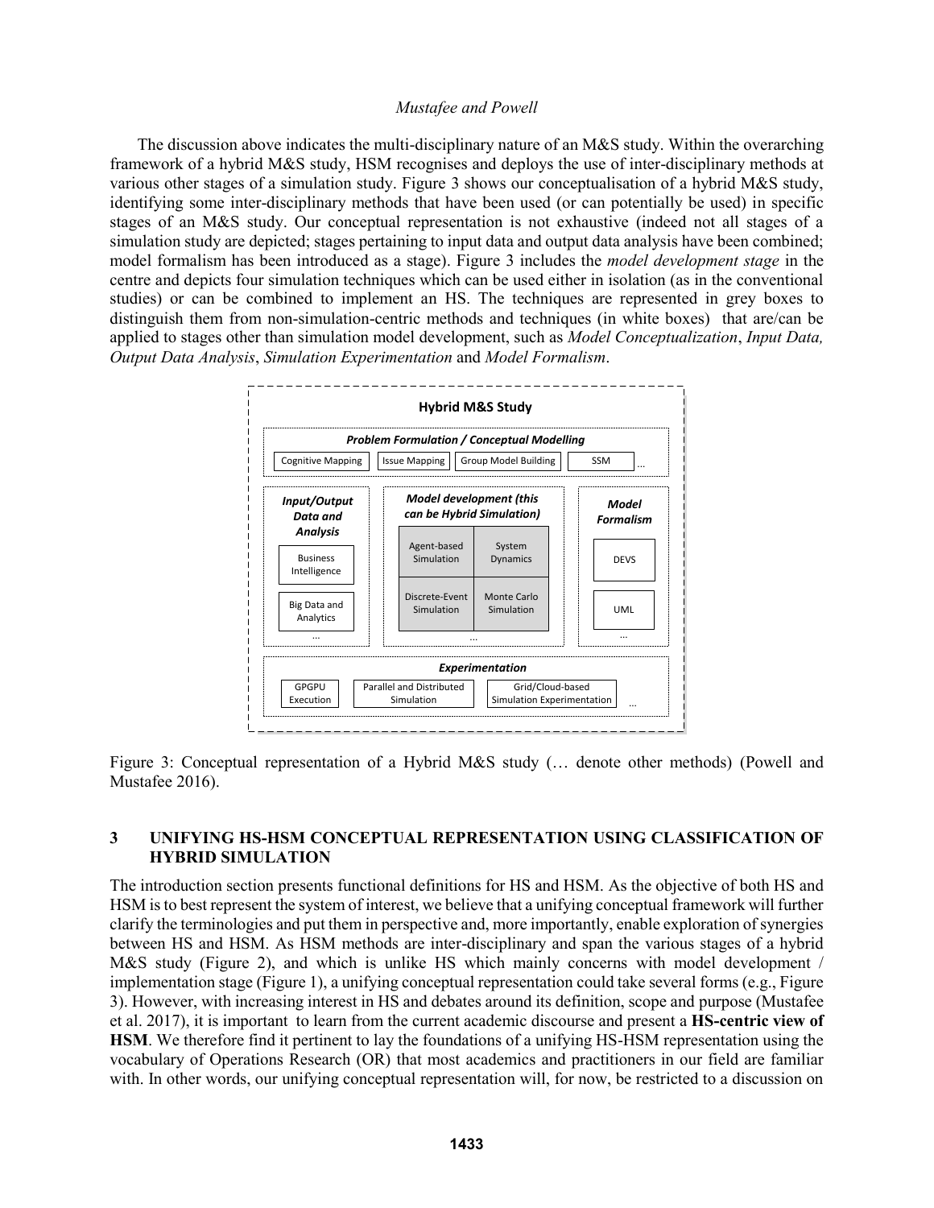The discussion above indicates the multi-disciplinary nature of an M&S study. Within the overarching framework of a hybrid M&S study, HSM recognises and deploys the use of inter-disciplinary methods at various other stages of a simulation study. Figure 3 shows our conceptualisation of a hybrid M&S study, identifying some inter-disciplinary methods that have been used (or can potentially be used) in specific stages of an M&S study. Our conceptual representation is not exhaustive (indeed not all stages of a simulation study are depicted; stages pertaining to input data and output data analysis have been combined; model formalism has been introduced as a stage). Figure 3 includes the *model development stage* in the centre and depicts four simulation techniques which can be used either in isolation (as in the conventional studies) or can be combined to implement an HS. The techniques are represented in grey boxes to distinguish them from non-simulation-centric methods and techniques (in white boxes) that are/can be applied to stages other than simulation model development, such as *Model Conceptualization*, *Input Data, Output Data Analysis*, *Simulation Experimentation* and *Model Formalism*.

**Hybrid M&S Study**

- ***Problem Formulation / Conceptual Modelling***: Cognitive Mapping | Issue Mapping | Group Model Building | SSM | …
- ***Input/Output Data and Analysis***: Business Intelligence | Big Data and Analytics | …
- ***Model development (this can be Hybrid Simulation)***: Agent-based Simulation | System Dynamics | Discrete-Event Simulation | Monte Carlo Simulation | …
- ***Model Formalism***: DEVS | UML | …
- ***Experimentation***: GPGPU Execution | Parallel and Distributed Simulation | Grid/Cloud-based Simulation Experimentation | …

Figure 3: Conceptual representation of a Hybrid M&S study (… denote other methods) (Powell and Mustafee 2016).

## 3 UNIFYING HS-HSM CONCEPTUAL REPRESENTATION USING CLASSIFICATION OF HYBRID SIMULATION

The introduction section presents functional definitions for HS and HSM. As the objective of both HS and HSM is to best represent the system of interest, we believe that a unifying conceptual framework will further clarify the terminologies and put them in perspective and, more importantly, enable exploration of synergies between HS and HSM. As HSM methods are inter-disciplinary and span the various stages of a hybrid M&S study (Figure 2), and which is unlike HS which mainly concerns with model development / implementation stage (Figure 1), a unifying conceptual representation could take several forms (e.g., Figure 3). However, with increasing interest in HS and debates around its definition, scope and purpose (Mustafee et al. 2017), it is important to learn from the current academic discourse and present a **HS-centric view of HSM**. We therefore find it pertinent to lay the foundations of a unifying HS-HSM representation using the vocabulary of Operations Research (OR) that most academics and practitioners in our field are familiar with. In other words, our unifying conceptual representation will, for now, be restricted to a discussion on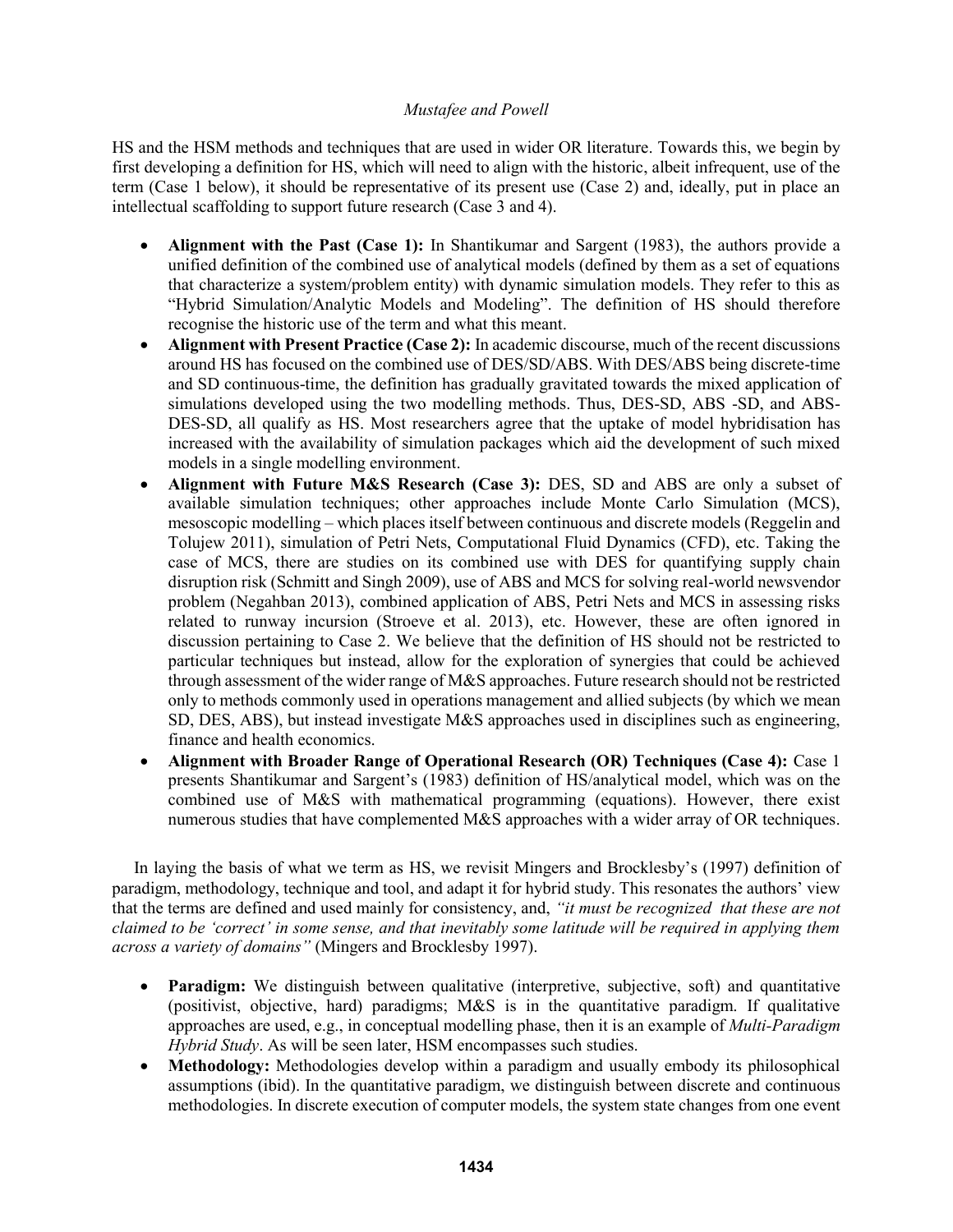HS and the HSM methods and techniques that are used in wider OR literature. Towards this, we begin by first developing a definition for HS, which will need to align with the historic, albeit infrequent, use of the term (Case 1 below), it should be representative of its present use (Case 2) and, ideally, put in place an intellectual scaffolding to support future research (Case 3 and 4).

- **Alignment with the Past (Case 1):** In Shantikumar and Sargent (1983), the authors provide a unified definition of the combined use of analytical models (defined by them as a set of equations that characterize a system/problem entity) with dynamic simulation models. They refer to this as "Hybrid Simulation/Analytic Models and Modeling". The definition of HS should therefore recognise the historic use of the term and what this meant.
- **Alignment with Present Practice (Case 2):** In academic discourse, much of the recent discussions around HS has focused on the combined use of DES/SD/ABS. With DES/ABS being discrete-time and SD continuous-time, the definition has gradually gravitated towards the mixed application of simulations developed using the two modelling methods. Thus, DES-SD, ABS -SD, and ABS-DES-SD, all qualify as HS. Most researchers agree that the uptake of model hybridisation has increased with the availability of simulation packages which aid the development of such mixed models in a single modelling environment.
- **Alignment with Future M&S Research (Case 3):** DES, SD and ABS are only a subset of available simulation techniques; other approaches include Monte Carlo Simulation (MCS), mesoscopic modelling – which places itself between continuous and discrete models (Reggelin and Tolujew 2011), simulation of Petri Nets, Computational Fluid Dynamics (CFD), etc. Taking the case of MCS, there are studies on its combined use with DES for quantifying supply chain disruption risk (Schmitt and Singh 2009), use of ABS and MCS for solving real-world newsvendor problem (Negahban 2013), combined application of ABS, Petri Nets and MCS in assessing risks related to runway incursion (Stroeve et al. 2013), etc. However, these are often ignored in discussion pertaining to Case 2. We believe that the definition of HS should not be restricted to particular techniques but instead, allow for the exploration of synergies that could be achieved through assessment of the wider range of M&S approaches. Future research should not be restricted only to methods commonly used in operations management and allied subjects (by which we mean SD, DES, ABS), but instead investigate M&S approaches used in disciplines such as engineering, finance and health economics.
- **Alignment with Broader Range of Operational Research (OR) Techniques (Case 4):** Case 1 presents Shantikumar and Sargent's (1983) definition of HS/analytical model, which was on the combined use of M&S with mathematical programming (equations). However, there exist numerous studies that have complemented M&S approaches with a wider array of OR techniques.

In laying the basis of what we term as HS, we revisit Mingers and Brocklesby's (1997) definition of paradigm, methodology, technique and tool, and adapt it for hybrid study. This resonates the authors' view that the terms are defined and used mainly for consistency, and, *"it must be recognized that these are not claimed to be 'correct' in some sense, and that inevitably some latitude will be required in applying them across a variety of domains"* (Mingers and Brocklesby 1997).

- **Paradigm:** We distinguish between qualitative (interpretive, subjective, soft) and quantitative (positivist, objective, hard) paradigms; M&S is in the quantitative paradigm. If qualitative approaches are used, e.g., in conceptual modelling phase, then it is an example of *Multi-Paradigm Hybrid Study*. As will be seen later, HSM encompasses such studies.
- **Methodology:** Methodologies develop within a paradigm and usually embody its philosophical assumptions (ibid). In the quantitative paradigm, we distinguish between discrete and continuous methodologies. In discrete execution of computer models, the system state changes from one event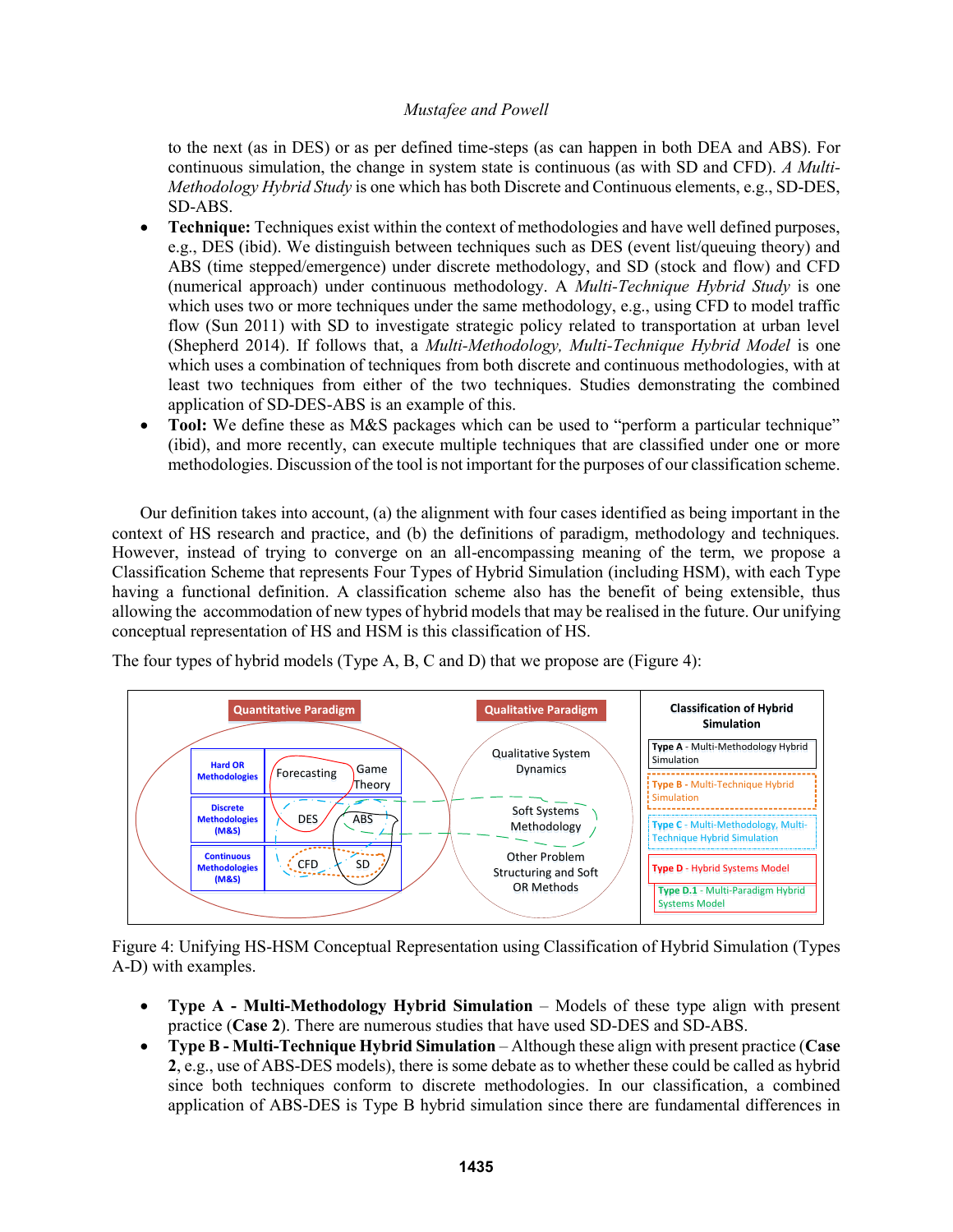to the next (as in DES) or as per defined time-steps (as can happen in both DEA and ABS). For continuous simulation, the change in system state is continuous (as with SD and CFD). *A Multi-Methodology Hybrid Study* is one which has both Discrete and Continuous elements, e.g., SD-DES, SD-ABS.

- **Technique:** Techniques exist within the context of methodologies and have well defined purposes, e.g., DES (ibid). We distinguish between techniques such as DES (event list/queuing theory) and ABS (time stepped/emergence) under discrete methodology, and SD (stock and flow) and CFD (numerical approach) under continuous methodology. A *Multi-Technique Hybrid Study* is one which uses two or more techniques under the same methodology, e.g., using CFD to model traffic flow (Sun 2011) with SD to investigate strategic policy related to transportation at urban level (Shepherd 2014). If follows that, a *Multi-Methodology, Multi-Technique Hybrid Model* is one which uses a combination of techniques from both discrete and continuous methodologies, with at least two techniques from either of the two techniques. Studies demonstrating the combined application of SD-DES-ABS is an example of this.
- **Tool:** We define these as M&S packages which can be used to "perform a particular technique" (ibid), and more recently, can execute multiple techniques that are classified under one or more methodologies. Discussion of the tool is not important for the purposes of our classification scheme.

Our definition takes into account, (a) the alignment with four cases identified as being important in the context of HS research and practice, and (b) the definitions of paradigm, methodology and techniques. However, instead of trying to converge on an all-encompassing meaning of the term, we propose a Classification Scheme that represents Four Types of Hybrid Simulation (including HSM), with each Type having a functional definition. A classification scheme also has the benefit of being extensible, thus allowing the accommodation of new types of hybrid models that may be realised in the future. Our unifying conceptual representation of HS and HSM is this classification of HS.

The four types of hybrid models (Type A, B, C and D) that we propose are (Figure 4):

Figure 4: Unifying HS-HSM Conceptual Representation using Classification of Hybrid Simulation (Types A-D) with examples.

- **Type A - Multi-Methodology Hybrid Simulation** – Models of these type align with present practice (**Case 2**). There are numerous studies that have used SD-DES and SD-ABS.
- **Type B - Multi-Technique Hybrid Simulation** – Although these align with present practice (**Case 2**, e.g., use of ABS-DES models), there is some debate as to whether these could be called as hybrid since both techniques conform to discrete methodologies. In our classification, a combined application of ABS-DES is Type B hybrid simulation since there are fundamental differences in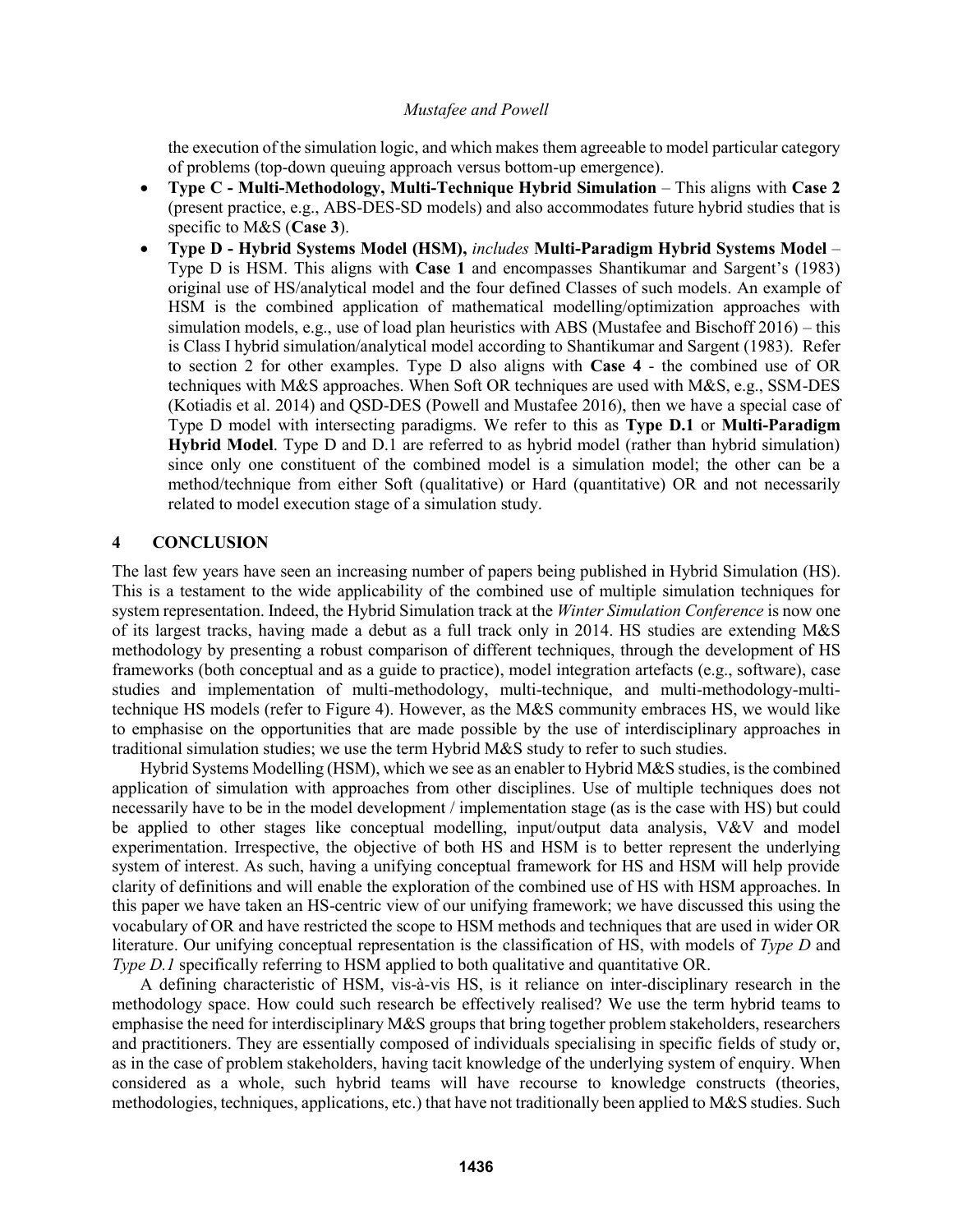the execution of the simulation logic, and which makes them agreeable to model particular category of problems (top-down queuing approach versus bottom-up emergence).

- **Type C - Multi-Methodology, Multi-Technique Hybrid Simulation** – This aligns with **Case 2** (present practice, e.g., ABS-DES-SD models) and also accommodates future hybrid studies that is specific to M&S (**Case 3**).
- **Type D - Hybrid Systems Model (HSM),** *includes* **Multi-Paradigm Hybrid Systems Model** – Type D is HSM. This aligns with **Case 1** and encompasses Shantikumar and Sargent's (1983) original use of HS/analytical model and the four defined Classes of such models. An example of HSM is the combined application of mathematical modelling/optimization approaches with simulation models, e.g., use of load plan heuristics with ABS (Mustafee and Bischoff 2016) – this is Class I hybrid simulation/analytical model according to Shantikumar and Sargent (1983). Refer to section 2 for other examples. Type D also aligns with **Case 4** - the combined use of OR techniques with M&S approaches. When Soft OR techniques are used with M&S, e.g., SSM-DES (Kotiadis et al. 2014) and QSD-DES (Powell and Mustafee 2016), then we have a special case of Type D model with intersecting paradigms. We refer to this as **Type D.1** or **Multi-Paradigm Hybrid Model**. Type D and D.1 are referred to as hybrid model (rather than hybrid simulation) since only one constituent of the combined model is a simulation model; the other can be a method/technique from either Soft (qualitative) or Hard (quantitative) OR and not necessarily related to model execution stage of a simulation study.

## 4 CONCLUSION

The last few years have seen an increasing number of papers being published in Hybrid Simulation (HS). This is a testament to the wide applicability of the combined use of multiple simulation techniques for system representation. Indeed, the Hybrid Simulation track at the *Winter Simulation Conference* is now one of its largest tracks, having made a debut as a full track only in 2014. HS studies are extending M&S methodology by presenting a robust comparison of different techniques, through the development of HS frameworks (both conceptual and as a guide to practice), model integration artefacts (e.g., software), case studies and implementation of multi-methodology, multi-technique, and multi-methodology-multi-technique HS models (refer to Figure 4). However, as the M&S community embraces HS, we would like to emphasise on the opportunities that are made possible by the use of interdisciplinary approaches in traditional simulation studies; we use the term Hybrid M&S study to refer to such studies.

Hybrid Systems Modelling (HSM), which we see as an enabler to Hybrid M&S studies, is the combined application of simulation with approaches from other disciplines. Use of multiple techniques does not necessarily have to be in the model development / implementation stage (as is the case with HS) but could be applied to other stages like conceptual modelling, input/output data analysis, V&V and model experimentation. Irrespective, the objective of both HS and HSM is to better represent the underlying system of interest. As such, having a unifying conceptual framework for HS and HSM will help provide clarity of definitions and will enable the exploration of the combined use of HS with HSM approaches. In this paper we have taken an HS-centric view of our unifying framework; we have discussed this using the vocabulary of OR and have restricted the scope to HSM methods and techniques that are used in wider OR literature. Our unifying conceptual representation is the classification of HS, with models of *Type D* and *Type D.1* specifically referring to HSM applied to both qualitative and quantitative OR.

A defining characteristic of HSM, vis-à-vis HS, is it reliance on inter-disciplinary research in the methodology space. How could such research be effectively realised? We use the term hybrid teams to emphasise the need for interdisciplinary M&S groups that bring together problem stakeholders, researchers and practitioners. They are essentially composed of individuals specialising in specific fields of study or, as in the case of problem stakeholders, having tacit knowledge of the underlying system of enquiry. When considered as a whole, such hybrid teams will have recourse to knowledge constructs (theories, methodologies, techniques, applications, etc.) that have not traditionally been applied to M&S studies. Such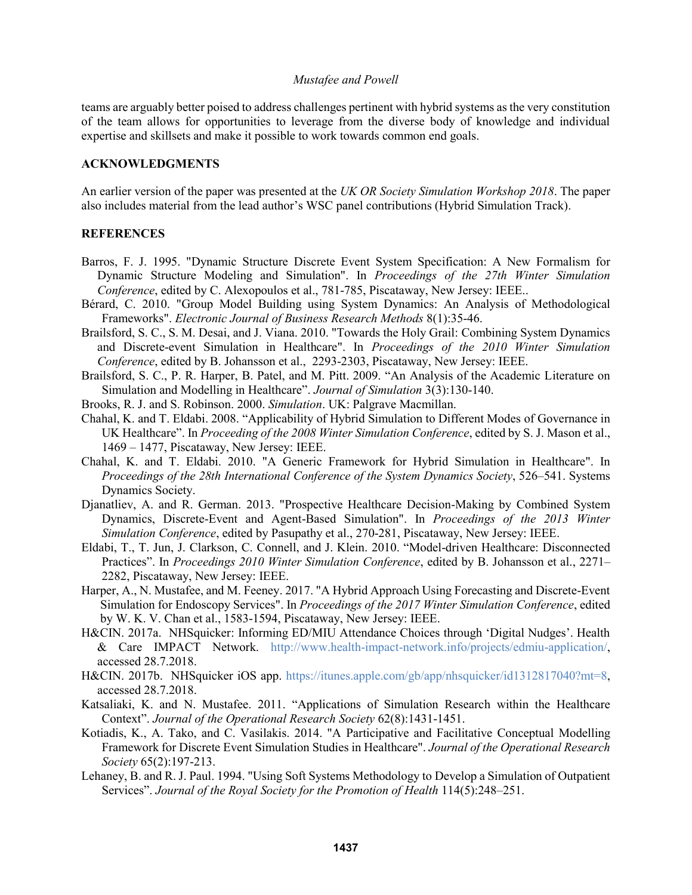teams are arguably better poised to address challenges pertinent with hybrid systems as the very constitution of the team allows for opportunities to leverage from the diverse body of knowledge and individual expertise and skillsets and make it possible to work towards common end goals.

## ACKNOWLEDGMENTS

An earlier version of the paper was presented at the *UK OR Society Simulation Workshop 2018*. The paper also includes material from the lead author's WSC panel contributions (Hybrid Simulation Track).

## REFERENCES

Barros, F. J. 1995. "Dynamic Structure Discrete Event System Specification: A New Formalism for Dynamic Structure Modeling and Simulation". In *Proceedings of the 27th Winter Simulation Conference*, edited by C. Alexopoulos et al., 781-785, Piscataway, New Jersey: IEEE..

Bérard, C. 2010. "Group Model Building using System Dynamics: An Analysis of Methodological Frameworks". *Electronic Journal of Business Research Methods* 8(1):35-46.

Brailsford, S. C., S. M. Desai, and J. Viana. 2010. "Towards the Holy Grail: Combining System Dynamics and Discrete-event Simulation in Healthcare". In *Proceedings of the 2010 Winter Simulation Conference*, edited by B. Johansson et al., 2293-2303, Piscataway, New Jersey: IEEE.

Brailsford, S. C., P. R. Harper, B. Patel, and M. Pitt. 2009. "An Analysis of the Academic Literature on Simulation and Modelling in Healthcare". *Journal of Simulation* 3(3):130-140.

Brooks, R. J. and S. Robinson. 2000. *Simulation*. UK: Palgrave Macmillan.

Chahal, K. and T. Eldabi. 2008. "Applicability of Hybrid Simulation to Different Modes of Governance in UK Healthcare". In *Proceeding of the 2008 Winter Simulation Conference*, edited by S. J. Mason et al., 1469 – 1477, Piscataway, New Jersey: IEEE.

Chahal, K. and T. Eldabi. 2010. "A Generic Framework for Hybrid Simulation in Healthcare". In *Proceedings of the 28th International Conference of the System Dynamics Society*, 526–541. Systems Dynamics Society.

Djanatliev, A. and R. German. 2013. "Prospective Healthcare Decision-Making by Combined System Dynamics, Discrete-Event and Agent-Based Simulation". In *Proceedings of the 2013 Winter Simulation Conference*, edited by Pasupathy et al., 270-281, Piscataway, New Jersey: IEEE.

Eldabi, T., T. Jun, J. Clarkson, C. Connell, and J. Klein. 2010. "Model-driven Healthcare: Disconnected Practices". In *Proceedings 2010 Winter Simulation Conference*, edited by B. Johansson et al., 2271–2282, Piscataway, New Jersey: IEEE.

Harper, A., N. Mustafee, and M. Feeney. 2017. "A Hybrid Approach Using Forecasting and Discrete-Event Simulation for Endoscopy Services". In *Proceedings of the 2017 Winter Simulation Conference*, edited by W. K. V. Chan et al., 1583-1594, Piscataway, New Jersey: IEEE.

H&CIN. 2017a. NHSquicker: Informing ED/MIU Attendance Choices through 'Digital Nudges'. Health & Care IMPACT Network. http://www.health-impact-network.info/projects/edmiu-application/, accessed 28.7.2018.

H&CIN. 2017b. NHSquicker iOS app. https://itunes.apple.com/gb/app/nhsquicker/id1312817040?mt=8, accessed 28.7.2018.

Katsaliaki, K. and N. Mustafee. 2011. "Applications of Simulation Research within the Healthcare Context". *Journal of the Operational Research Society* 62(8):1431-1451.

Kotiadis, K., A. Tako, and C. Vasilakis. 2014. "A Participative and Facilitative Conceptual Modelling Framework for Discrete Event Simulation Studies in Healthcare". *Journal of the Operational Research Society* 65(2):197-213.

Lehaney, B. and R. J. Paul. 1994. "Using Soft Systems Methodology to Develop a Simulation of Outpatient Services". *Journal of the Royal Society for the Promotion of Health* 114(5):248–251.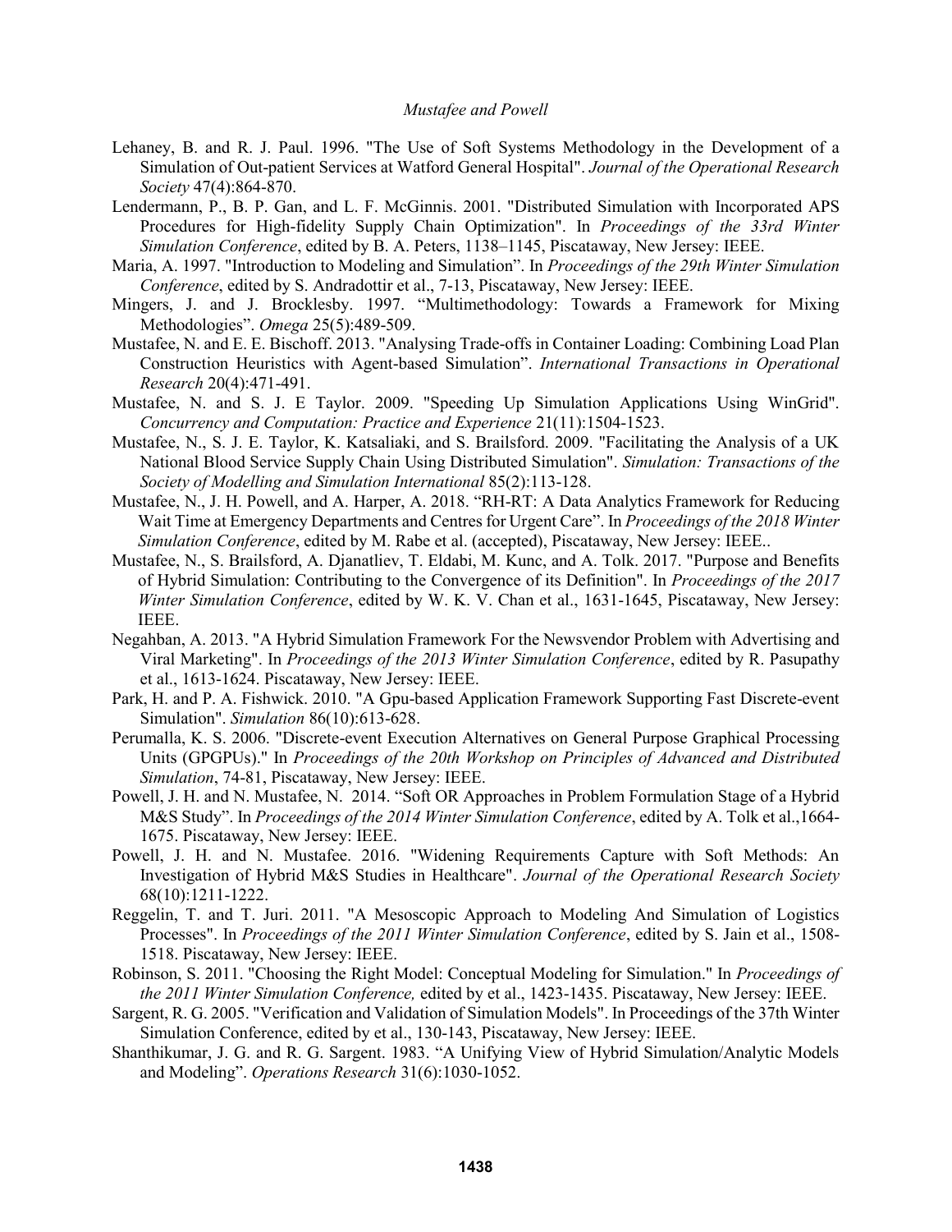Lehaney, B. and R. J. Paul. 1996. "The Use of Soft Systems Methodology in the Development of a Simulation of Out-patient Services at Watford General Hospital". *Journal of the Operational Research Society* 47(4):864-870.

Lendermann, P., B. P. Gan, and L. F. McGinnis. 2001. "Distributed Simulation with Incorporated APS Procedures for High-fidelity Supply Chain Optimization". In *Proceedings of the 33rd Winter Simulation Conference*, edited by B. A. Peters, 1138–1145, Piscataway, New Jersey: IEEE.

Maria, A. 1997. "Introduction to Modeling and Simulation". In *Proceedings of the 29th Winter Simulation Conference*, edited by S. Andradottir et al., 7-13, Piscataway, New Jersey: IEEE.

Mingers, J. and J. Brocklesby. 1997. "Multimethodology: Towards a Framework for Mixing Methodologies". *Omega* 25(5):489-509.

Mustafee, N. and E. E. Bischoff. 2013. "Analysing Trade-offs in Container Loading: Combining Load Plan Construction Heuristics with Agent-based Simulation". *International Transactions in Operational Research* 20(4):471-491.

Mustafee, N. and S. J. E Taylor. 2009. "Speeding Up Simulation Applications Using WinGrid". *Concurrency and Computation: Practice and Experience* 21(11):1504-1523.

Mustafee, N., S. J. E. Taylor, K. Katsaliaki, and S. Brailsford. 2009. "Facilitating the Analysis of a UK National Blood Service Supply Chain Using Distributed Simulation". *Simulation: Transactions of the Society of Modelling and Simulation International* 85(2):113-128.

Mustafee, N., J. H. Powell, and A. Harper, A. 2018. "RH-RT: A Data Analytics Framework for Reducing Wait Time at Emergency Departments and Centres for Urgent Care". In *Proceedings of the 2018 Winter Simulation Conference*, edited by M. Rabe et al. (accepted), Piscataway, New Jersey: IEEE..

Mustafee, N., S. Brailsford, A. Djanatliev, T. Eldabi, M. Kunc, and A. Tolk. 2017. "Purpose and Benefits of Hybrid Simulation: Contributing to the Convergence of its Definition". In *Proceedings of the 2017 Winter Simulation Conference*, edited by W. K. V. Chan et al., 1631-1645, Piscataway, New Jersey: IEEE.

Negahban, A. 2013. "A Hybrid Simulation Framework For the Newsvendor Problem with Advertising and Viral Marketing". In *Proceedings of the 2013 Winter Simulation Conference*, edited by R. Pasupathy et al., 1613-1624. Piscataway, New Jersey: IEEE.

Park, H. and P. A. Fishwick. 2010. "A Gpu-based Application Framework Supporting Fast Discrete-event Simulation". *Simulation* 86(10):613-628.

Perumalla, K. S. 2006. "Discrete-event Execution Alternatives on General Purpose Graphical Processing Units (GPGPUs)." In *Proceedings of the 20th Workshop on Principles of Advanced and Distributed Simulation*, 74-81, Piscataway, New Jersey: IEEE.

Powell, J. H. and N. Mustafee, N. 2014. "Soft OR Approaches in Problem Formulation Stage of a Hybrid M&S Study". In *Proceedings of the 2014 Winter Simulation Conference*, edited by A. Tolk et al.,1664-1675. Piscataway, New Jersey: IEEE.

Powell, J. H. and N. Mustafee. 2016. "Widening Requirements Capture with Soft Methods: An Investigation of Hybrid M&S Studies in Healthcare". *Journal of the Operational Research Society* 68(10):1211-1222.

Reggelin, T. and T. Juri. 2011. "A Mesoscopic Approach to Modeling And Simulation of Logistics Processes". In *Proceedings of the 2011 Winter Simulation Conference*, edited by S. Jain et al., 1508-1518. Piscataway, New Jersey: IEEE.

Robinson, S. 2011. "Choosing the Right Model: Conceptual Modeling for Simulation." In *Proceedings of the 2011 Winter Simulation Conference,* edited by et al., 1423-1435. Piscataway, New Jersey: IEEE.

Sargent, R. G. 2005. "Verification and Validation of Simulation Models". In Proceedings of the 37th Winter Simulation Conference, edited by et al., 130-143, Piscataway, New Jersey: IEEE.

Shanthikumar, J. G. and R. G. Sargent. 1983. "A Unifying View of Hybrid Simulation/Analytic Models and Modeling". *Operations Research* 31(6):1030-1052.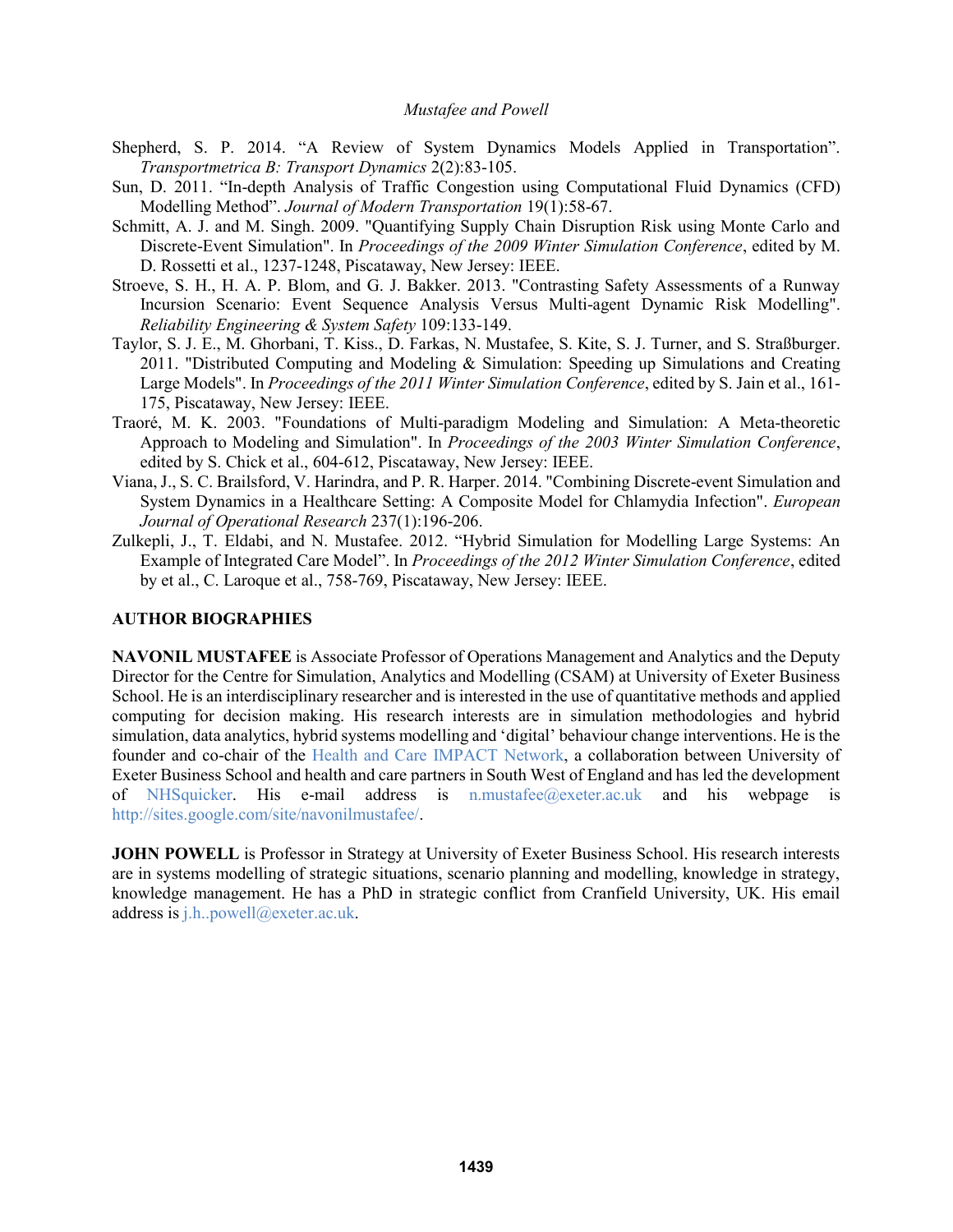Shepherd, S. P. 2014. “A Review of System Dynamics Models Applied in Transportation”. *Transportmetrica B: Transport Dynamics* 2(2):83-105.

Sun, D. 2011. “In-depth Analysis of Traffic Congestion using Computational Fluid Dynamics (CFD) Modelling Method”. *Journal of Modern Transportation* 19(1):58-67.

Schmitt, A. J. and M. Singh. 2009. "Quantifying Supply Chain Disruption Risk using Monte Carlo and Discrete-Event Simulation". In *Proceedings of the 2009 Winter Simulation Conference*, edited by M. D. Rossetti et al., 1237-1248, Piscataway, New Jersey: IEEE.

Stroeve, S. H., H. A. P. Blom, and G. J. Bakker. 2013. "Contrasting Safety Assessments of a Runway Incursion Scenario: Event Sequence Analysis Versus Multi-agent Dynamic Risk Modelling". *Reliability Engineering & System Safety* 109:133-149.

Taylor, S. J. E., M. Ghorbani, T. Kiss., D. Farkas, N. Mustafee, S. Kite, S. J. Turner, and S. Straßburger. 2011. "Distributed Computing and Modeling & Simulation: Speeding up Simulations and Creating Large Models". In *Proceedings of the 2011 Winter Simulation Conference*, edited by S. Jain et al., 161-175, Piscataway, New Jersey: IEEE.

Traoré, M. K. 2003. "Foundations of Multi-paradigm Modeling and Simulation: A Meta-theoretic Approach to Modeling and Simulation". In *Proceedings of the 2003 Winter Simulation Conference*, edited by S. Chick et al., 604-612, Piscataway, New Jersey: IEEE.

Viana, J., S. C. Brailsford, V. Harindra, and P. R. Harper. 2014. "Combining Discrete-event Simulation and System Dynamics in a Healthcare Setting: A Composite Model for Chlamydia Infection". *European Journal of Operational Research* 237(1):196-206.

Zulkepli, J., T. Eldabi, and N. Mustafee. 2012. “Hybrid Simulation for Modelling Large Systems: An Example of Integrated Care Model”. In *Proceedings of the 2012 Winter Simulation Conference*, edited by et al., C. Laroque et al., 758-769, Piscataway, New Jersey: IEEE.

## AUTHOR BIOGRAPHIES

**NAVONIL MUSTAFEE** is Associate Professor of Operations Management and Analytics and the Deputy Director for the Centre for Simulation, Analytics and Modelling (CSAM) at University of Exeter Business School. He is an interdisciplinary researcher and is interested in the use of quantitative methods and applied computing for decision making. His research interests are in simulation methodologies and hybrid simulation, data analytics, hybrid systems modelling and ‘digital’ behaviour change interventions. He is the founder and co-chair of the Health and Care IMPACT Network, a collaboration between University of Exeter Business School and health and care partners in South West of England and has led the development of NHSquicker. His e-mail address is n.mustafee@exeter.ac.uk and his webpage is http://sites.google.com/site/navonilmustafee/.

**JOHN POWELL** is Professor in Strategy at University of Exeter Business School. His research interests are in systems modelling of strategic situations, scenario planning and modelling, knowledge in strategy, knowledge management. He has a PhD in strategic conflict from Cranfield University, UK. His email address is j.h..powell@exeter.ac.uk.